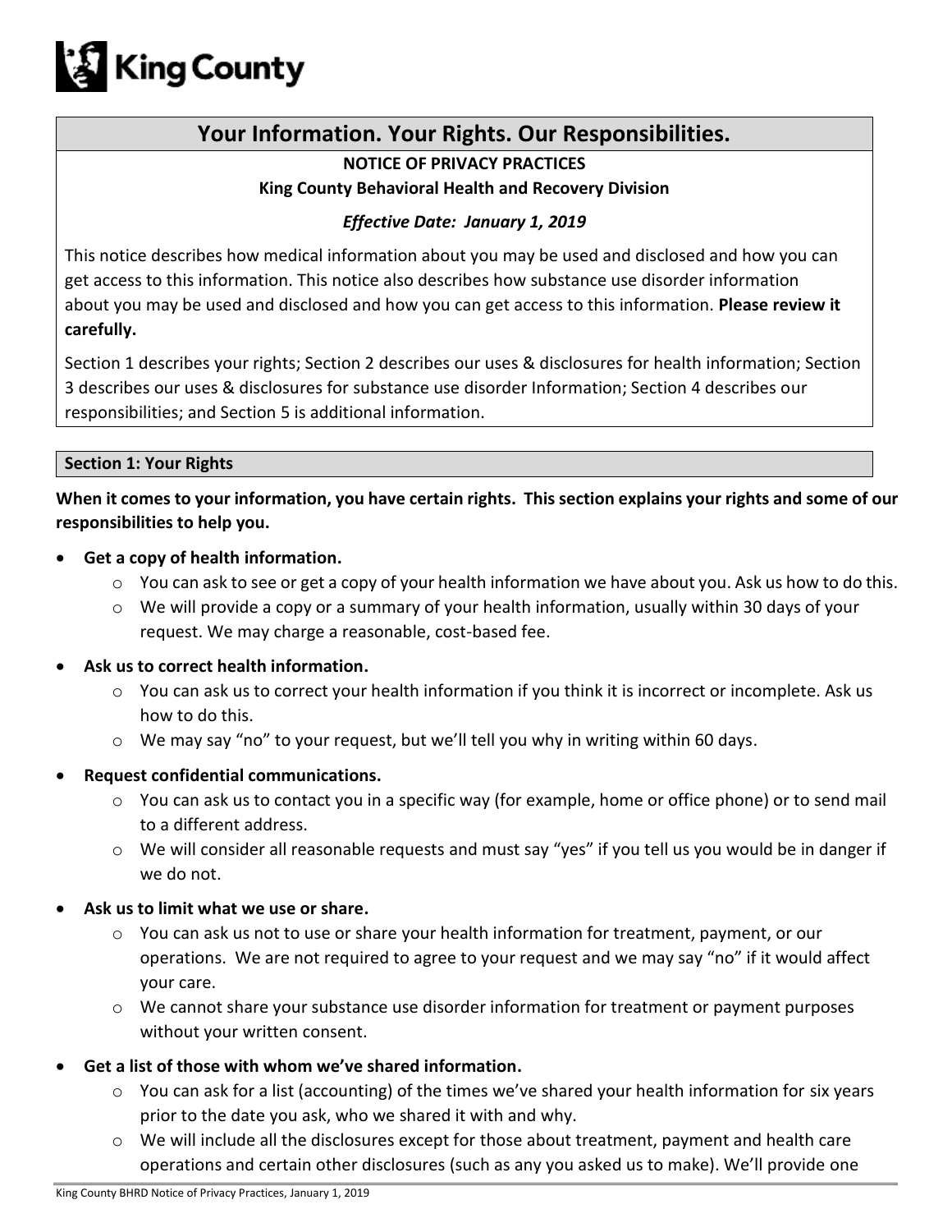# Your Information. Your Rights. Our Responsibilities.

**NOTICE OF PRIVACY PRACTICES**

**King County Behavioral Health and Recovery Division**

***Effective Date: January 1, 2019***

This notice describes how medical information about you may be used and disclosed and how you can get access to this information. This notice also describes how substance use disorder information about you may be used and disclosed and how you can get access to this information. **Please review it carefully.**

Section 1 describes your rights; Section 2 describes our uses & disclosures for health information; Section 3 describes our uses & disclosures for substance use disorder Information; Section 4 describes our responsibilities; and Section 5 is additional information.

## Section 1: Your Rights

**When it comes to your information, you have certain rights. This section explains your rights and some of our responsibilities to help you.**

- **Get a copy of health information.**
  - You can ask to see or get a copy of your health information we have about you. Ask us how to do this.
  - We will provide a copy or a summary of your health information, usually within 30 days of your request. We may charge a reasonable, cost-based fee.
- **Ask us to correct health information.**
  - You can ask us to correct your health information if you think it is incorrect or incomplete. Ask us how to do this.
  - We may say "no" to your request, but we'll tell you why in writing within 60 days.
- **Request confidential communications.**
  - You can ask us to contact you in a specific way (for example, home or office phone) or to send mail to a different address.
  - We will consider all reasonable requests and must say "yes" if you tell us you would be in danger if we do not.
- **Ask us to limit what we use or share.**
  - You can ask us not to use or share your health information for treatment, payment, or our operations. We are not required to agree to your request and we may say "no" if it would affect your care.
  - We cannot share your substance use disorder information for treatment or payment purposes without your written consent.
- **Get a list of those with whom we've shared information.**
  - You can ask for a list (accounting) of the times we've shared your health information for six years prior to the date you ask, who we shared it with and why.
  - We will include all the disclosures except for those about treatment, payment and health care operations and certain other disclosures (such as any you asked us to make). We'll provide one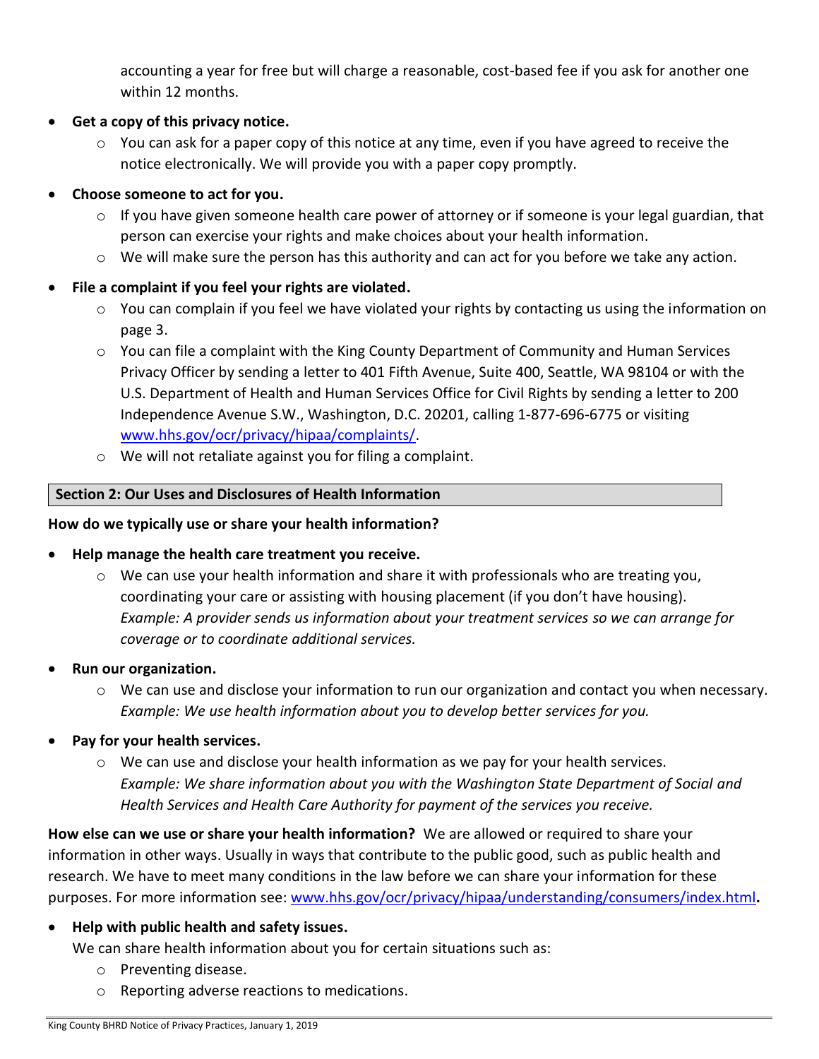accounting a year for free but will charge a reasonable, cost-based fee if you ask for another one within 12 months.

- **Get a copy of this privacy notice.**
  - You can ask for a paper copy of this notice at any time, even if you have agreed to receive the notice electronically. We will provide you with a paper copy promptly.
- **Choose someone to act for you.**
  - If you have given someone health care power of attorney or if someone is your legal guardian, that person can exercise your rights and make choices about your health information.
  - We will make sure the person has this authority and can act for you before we take any action.
- **File a complaint if you feel your rights are violated.**
  - You can complain if you feel we have violated your rights by contacting us using the information on page 3.
  - You can file a complaint with the King County Department of Community and Human Services Privacy Officer by sending a letter to 401 Fifth Avenue, Suite 400, Seattle, WA 98104 or with the U.S. Department of Health and Human Services Office for Civil Rights by sending a letter to 200 Independence Avenue S.W., Washington, D.C. 20201, calling 1-877-696-6775 or visiting www.hhs.gov/ocr/privacy/hipaa/complaints/.
  - We will not retaliate against you for filing a complaint.

## Section 2: Our Uses and Disclosures of Health Information

**How do we typically use or share your health information?**

- **Help manage the health care treatment you receive.**
  - We can use your health information and share it with professionals who are treating you, coordinating your care or assisting with housing placement (if you don't have housing). *Example: A provider sends us information about your treatment services so we can arrange for coverage or to coordinate additional services.*
- **Run our organization.**
  - We can use and disclose your information to run our organization and contact you when necessary. *Example: We use health information about you to develop better services for you.*
- **Pay for your health services.**
  - We can use and disclose your health information as we pay for your health services. *Example: We share information about you with the Washington State Department of Social and Health Services and Health Care Authority for payment of the services you receive.*

**How else can we use or share your health information?** We are allowed or required to share your information in other ways. Usually in ways that contribute to the public good, such as public health and research. We have to meet many conditions in the law before we can share your information for these purposes. For more information see: www.hhs.gov/ocr/privacy/hipaa/understanding/consumers/index.html**.**

- **Help with public health and safety issues.**
  We can share health information about you for certain situations such as:
  - Preventing disease.
  - Reporting adverse reactions to medications.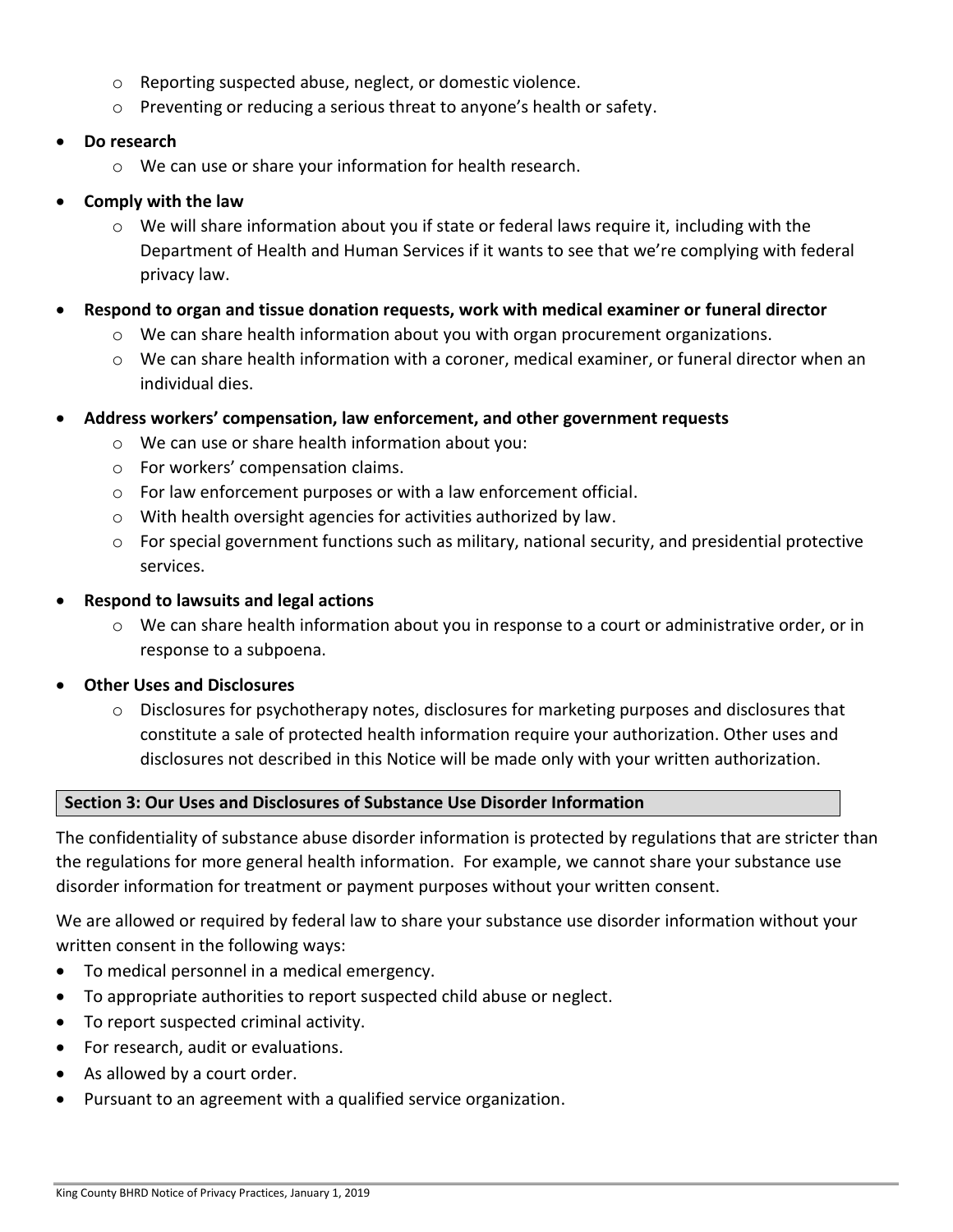- Reporting suspected abuse, neglect, or domestic violence.
  - Preventing or reducing a serious threat to anyone's health or safety.

- **Do research**
  - We can use or share your information for health research.

- **Comply with the law**
  - We will share information about you if state or federal laws require it, including with the Department of Health and Human Services if it wants to see that we're complying with federal privacy law.

- **Respond to organ and tissue donation requests, work with medical examiner or funeral director**
  - We can share health information about you with organ procurement organizations.
  - We can share health information with a coroner, medical examiner, or funeral director when an individual dies.

- **Address workers' compensation, law enforcement, and other government requests**
  - We can use or share health information about you:
  - For workers' compensation claims.
  - For law enforcement purposes or with a law enforcement official.
  - With health oversight agencies for activities authorized by law.
  - For special government functions such as military, national security, and presidential protective services.

- **Respond to lawsuits and legal actions**
  - We can share health information about you in response to a court or administrative order, or in response to a subpoena.

- **Other Uses and Disclosures**
  - Disclosures for psychotherapy notes, disclosures for marketing purposes and disclosures that constitute a sale of protected health information require your authorization. Other uses and disclosures not described in this Notice will be made only with your written authorization.

## Section 3: Our Uses and Disclosures of Substance Use Disorder Information

The confidentiality of substance abuse disorder information is protected by regulations that are stricter than the regulations for more general health information. For example, we cannot share your substance use disorder information for treatment or payment purposes without your written consent.

We are allowed or required by federal law to share your substance use disorder information without your written consent in the following ways:

- To medical personnel in a medical emergency.
- To appropriate authorities to report suspected child abuse or neglect.
- To report suspected criminal activity.
- For research, audit or evaluations.
- As allowed by a court order.
- Pursuant to an agreement with a qualified service organization.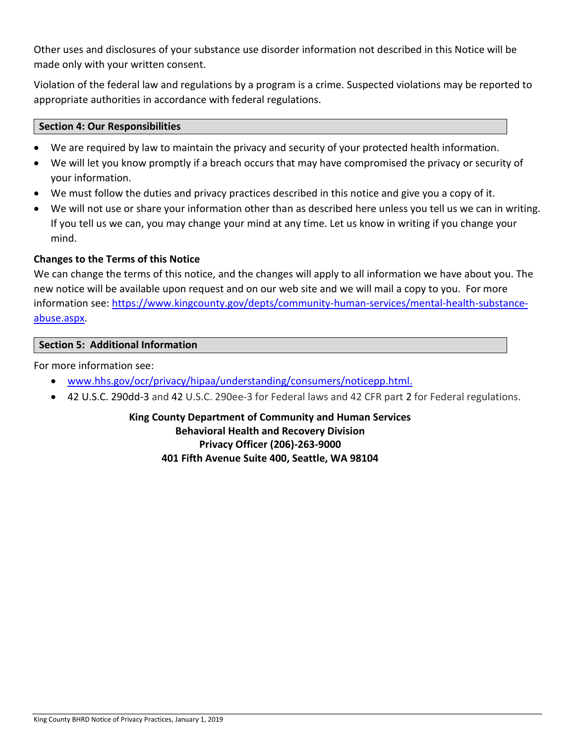Other uses and disclosures of your substance use disorder information not described in this Notice will be made only with your written consent.

Violation of the federal law and regulations by a program is a crime. Suspected violations may be reported to appropriate authorities in accordance with federal regulations.

## Section 4: Our Responsibilities

- We are required by law to maintain the privacy and security of your protected health information.
- We will let you know promptly if a breach occurs that may have compromised the privacy or security of your information.
- We must follow the duties and privacy practices described in this notice and give you a copy of it.
- We will not use or share your information other than as described here unless you tell us we can in writing. If you tell us we can, you may change your mind at any time. Let us know in writing if you change your mind.

**Changes to the Terms of this Notice**

We can change the terms of this notice, and the changes will apply to all information we have about you. The new notice will be available upon request and on our web site and we will mail a copy to you. For more information see: [https://www.kingcounty.gov/depts/community-human-services/mental-health-substance-abuse.aspx](https://www.kingcounty.gov/depts/community-human-services/mental-health-substance-abuse.aspx).

## Section 5: Additional Information

For more information see:

- [www.hhs.gov/ocr/privacy/hipaa/understanding/consumers/noticepp.html.](www.hhs.gov/ocr/privacy/hipaa/understanding/consumers/noticepp.html)
- 42 U.S.C. 290dd-3 and 42 U.S.C. 290ee-3 for Federal laws and 42 CFR part 2 for Federal regulations.

**King County Department of Community and Human Services**
**Behavioral Health and Recovery Division**
**Privacy Officer (206)-263-9000**
**401 Fifth Avenue Suite 400, Seattle, WA 98104**